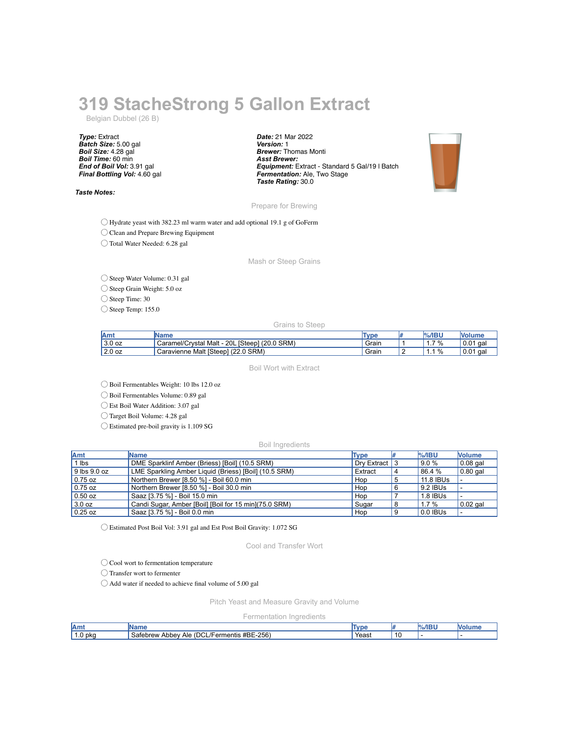# 319 StacheStrong 5 Gallon Extract

Belgian Dubbel (26 B)

***Type:*** Extract
***Batch Size:*** 5.00 gal
***Boil Size:*** 4.28 gal
***Boil Time:*** 60 min
***End of Boil Vol:*** 3.91 gal
***Final Bottling Vol:*** 4.60 gal

***Date:*** 21 Mar 2022
***Version:*** 1
***Brewer:*** Thomas Monti
***Asst Brewer:***
***Equipment:*** Extract - Standard 5 Gal/19 l Batch
***Fermentation:*** Ale, Two Stage
***Taste Rating:*** 30.0

***Taste Notes:***

## Prepare for Brewing

- ◯ Hydrate yeast with 382.23 ml warm water and add optional 19.1 g of GoFerm
- ◯ Clean and Prepare Brewing Equipment
- ◯ Total Water Needed: 6.28 gal

## Mash or Steep Grains

- ◯ Steep Water Volume: 0.31 gal
- ◯ Steep Grain Weight: 5.0 oz
- ◯ Steep Time: 30
- ◯ Steep Temp: 155.0

### Grains to Steep

| Amt | Name | Type | # | %/IBU | Volume |
|---|---|---|---|---|---|
| 3.0 oz | Caramel/Crystal Malt - 20L [Steep] (20.0 SRM) | Grain | 1 | 1.7 % | 0.01 gal |
| 2.0 oz | Caravienne Malt [Steep] (22.0 SRM) | Grain | 2 | 1.1 % | 0.01 gal |

## Boil Wort with Extract

- ◯ Boil Fermentables Weight: 10 lbs 12.0 oz
- ◯ Boil Fermentables Volume: 0.89 gal
- ◯ Est Boil Water Addition: 3.07 gal
- ◯ Target Boil Volume: 4.28 gal
- ◯ Estimated pre-boil gravity is 1.109 SG

### Boil Ingredients

| Amt | Name | Type | # | %/IBU | Volume |
|---|---|---|---|---|---|
| 1 lbs | DME Sparklinf Amber (Briess) [Boil] (10.5 SRM) | Dry Extract | 3 | 9.0 % | 0.08 gal |
| 9 lbs 9.0 oz | LME Sparkling Amber Liquid (Briess) [Boil] (10.5 SRM) | Extract | 4 | 86.4 % | 0.80 gal |
| 0.75 oz | Northern Brewer [8.50 %] - Boil 60.0 min | Hop | 5 | 11.8 IBUs | - |
| 0.75 oz | Northern Brewer [8.50 %] - Boil 30.0 min | Hop | 6 | 9.2 IBUs | - |
| 0.50 oz | Saaz [3.75 %] - Boil 15.0 min | Hop | 7 | 1.8 IBUs | - |
| 3.0 oz | Candi Sugar, Amber [Boil] [Boil for 15 min](75.0 SRM) | Sugar | 8 | 1.7 % | 0.02 gal |
| 0.25 oz | Saaz [3.75 %] - Boil 0.0 min | Hop | 9 | 0.0 IBUs | - |

- ◯ Estimated Post Boil Vol: 3.91 gal and Est Post Boil Gravity: 1.072 SG

## Cool and Transfer Wort

- ◯ Cool wort to fermentation temperature
- ◯ Transfer wort to fermenter
- ◯ Add water if needed to achieve final volume of 5.00 gal

## Pitch Yeast and Measure Gravity and Volume

### Fermentation Ingredients

| Amt | Name | Type | # | %/IBU | Volume |
|---|---|---|---|---|---|
| 1.0 pkg | Safebrew Abbey Ale (DCL/Fermentis #BE-256) | Yeast | 10 | - | - |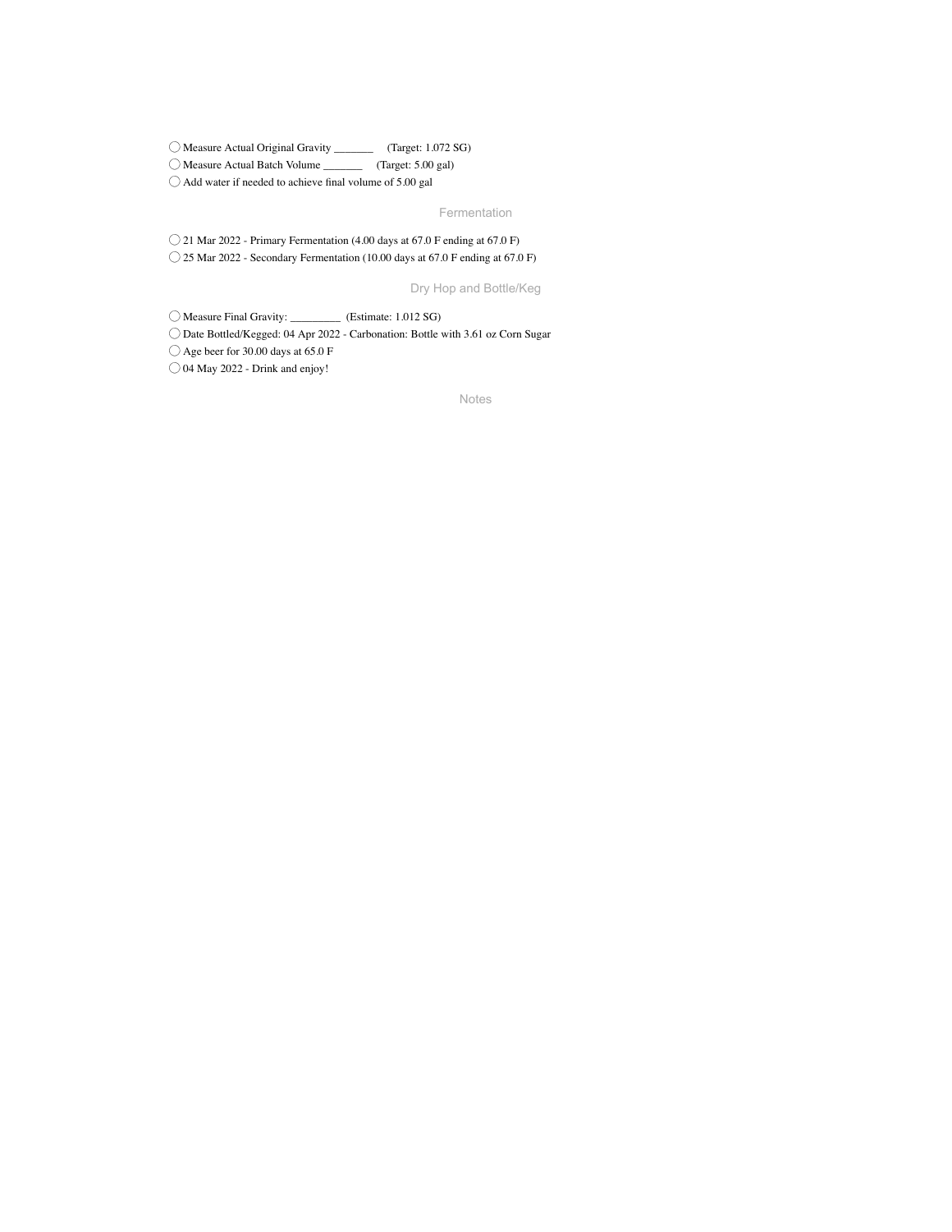◯ Measure Actual Original Gravity _______ (Target: 1.072 SG)
◯ Measure Actual Batch Volume _______ (Target: 5.00 gal)
◯ Add water if needed to achieve final volume of 5.00 gal

## Fermentation

◯ 21 Mar 2022 - Primary Fermentation (4.00 days at 67.0 F ending at 67.0 F)
◯ 25 Mar 2022 - Secondary Fermentation (10.00 days at 67.0 F ending at 67.0 F)

## Dry Hop and Bottle/Keg

◯ Measure Final Gravity: _________ (Estimate: 1.012 SG)
◯ Date Bottled/Kegged: 04 Apr 2022 - Carbonation: Bottle with 3.61 oz Corn Sugar
◯ Age beer for 30.00 days at 65.0 F
◯ 04 May 2022 - Drink and enjoy!

## Notes